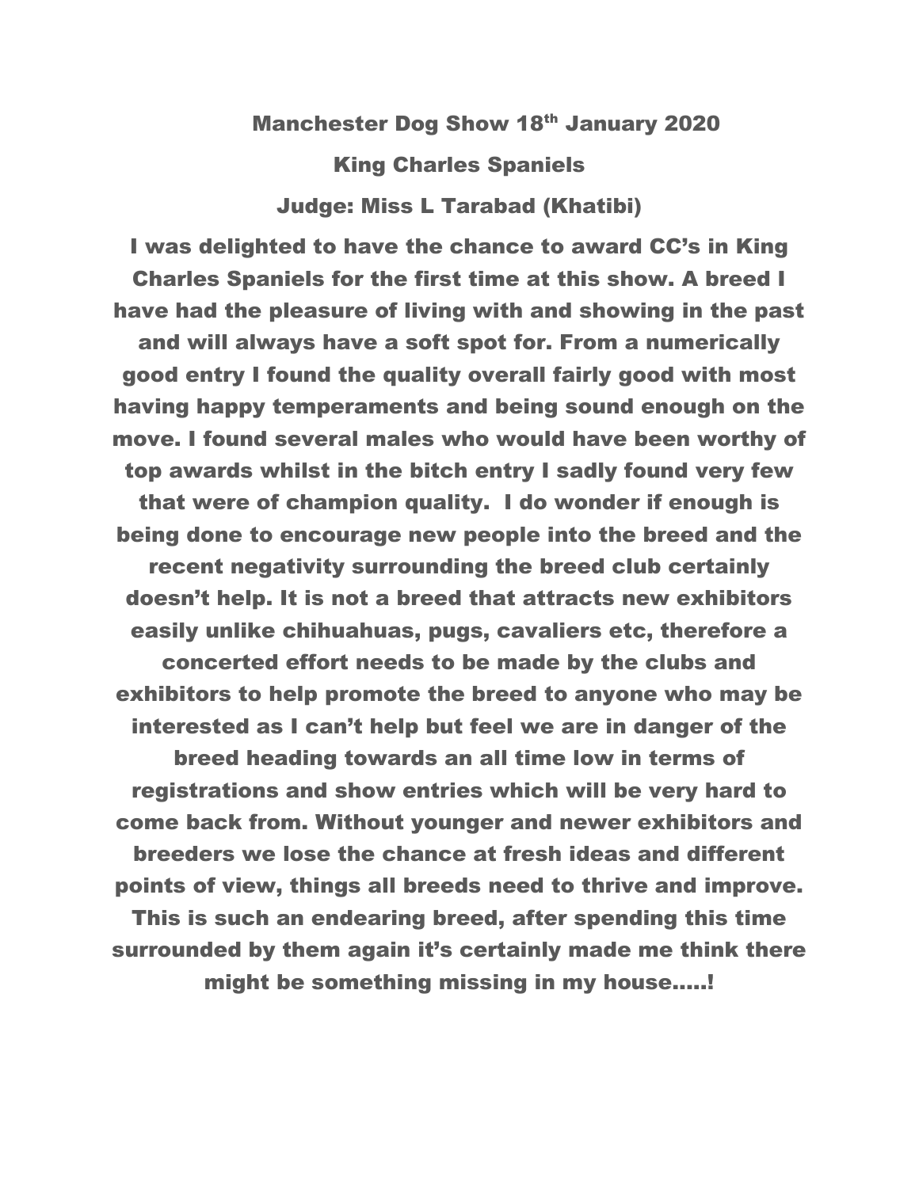# Manchester Dog Show 18th January 2020

## King Charles Spaniels

### Judge: Miss L Tarabad (Khatibi)

I was delighted to have the chance to award CC's in King Charles Spaniels for the first time at this show. A breed I have had the pleasure of living with and showing in the past and will always have a soft spot for. From a numerically good entry I found the quality overall fairly good with most having happy temperaments and being sound enough on the move. I found several males who would have been worthy of top awards whilst in the bitch entry I sadly found very few that were of champion quality. I do wonder if enough is being done to encourage new people into the breed and the recent negativity surrounding the breed club certainly doesn't help. It is not a breed that attracts new exhibitors easily unlike chihuahuas, pugs, cavaliers etc, therefore a concerted effort needs to be made by the clubs and exhibitors to help promote the breed to anyone who may be interested as I can't help but feel we are in danger of the breed heading towards an all time low in terms of registrations and show entries which will be very hard to come back from. Without younger and newer exhibitors and breeders we lose the chance at fresh ideas and different points of view, things all breeds need to thrive and improve. This is such an endearing breed, after spending this time surrounded by them again it's certainly made me think there might be something missing in my house…..!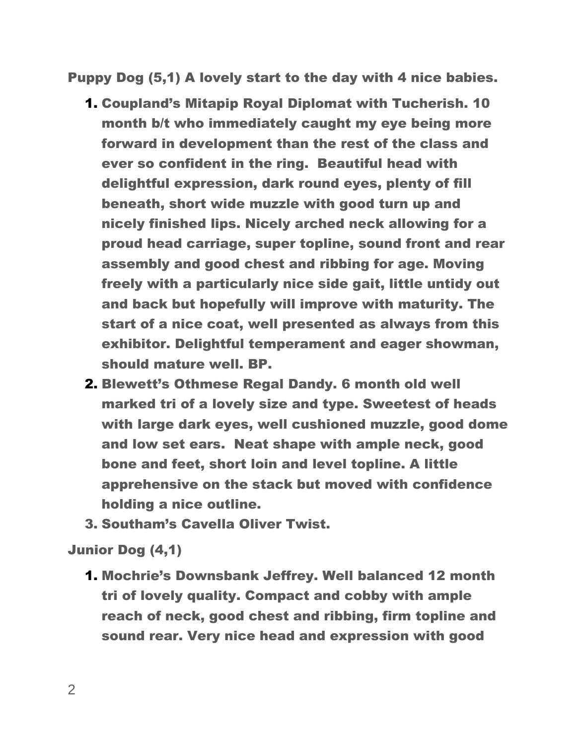**Puppy Dog (5,1) A lovely start to the day with 4 nice babies.**

1. **Coupland's Mitapip Royal Diplomat with Tucherish. 10 month b/t who immediately caught my eye being more forward in development than the rest of the class and ever so confident in the ring. Beautiful head with delightful expression, dark round eyes, plenty of fill beneath, short wide muzzle with good turn up and nicely finished lips. Nicely arched neck allowing for a proud head carriage, super topline, sound front and rear assembly and good chest and ribbing for age. Moving freely with a particularly nice side gait, little untidy out and back but hopefully will improve with maturity. The start of a nice coat, well presented as always from this exhibitor. Delightful temperament and eager showman, should mature well. BP.**
2. **Blewett's Othmese Regal Dandy. 6 month old well marked tri of a lovely size and type. Sweetest of heads with large dark eyes, well cushioned muzzle, good dome and low set ears. Neat shape with ample neck, good bone and feet, short loin and level topline. A little apprehensive on the stack but moved with confidence holding a nice outline.**
3. **Southam's Cavella Oliver Twist.**

**Junior Dog (4,1)**

1. **Mochrie's Downsbank Jeffrey. Well balanced 12 month tri of lovely quality. Compact and cobby with ample reach of neck, good chest and ribbing, firm topline and sound rear. Very nice head and expression with good**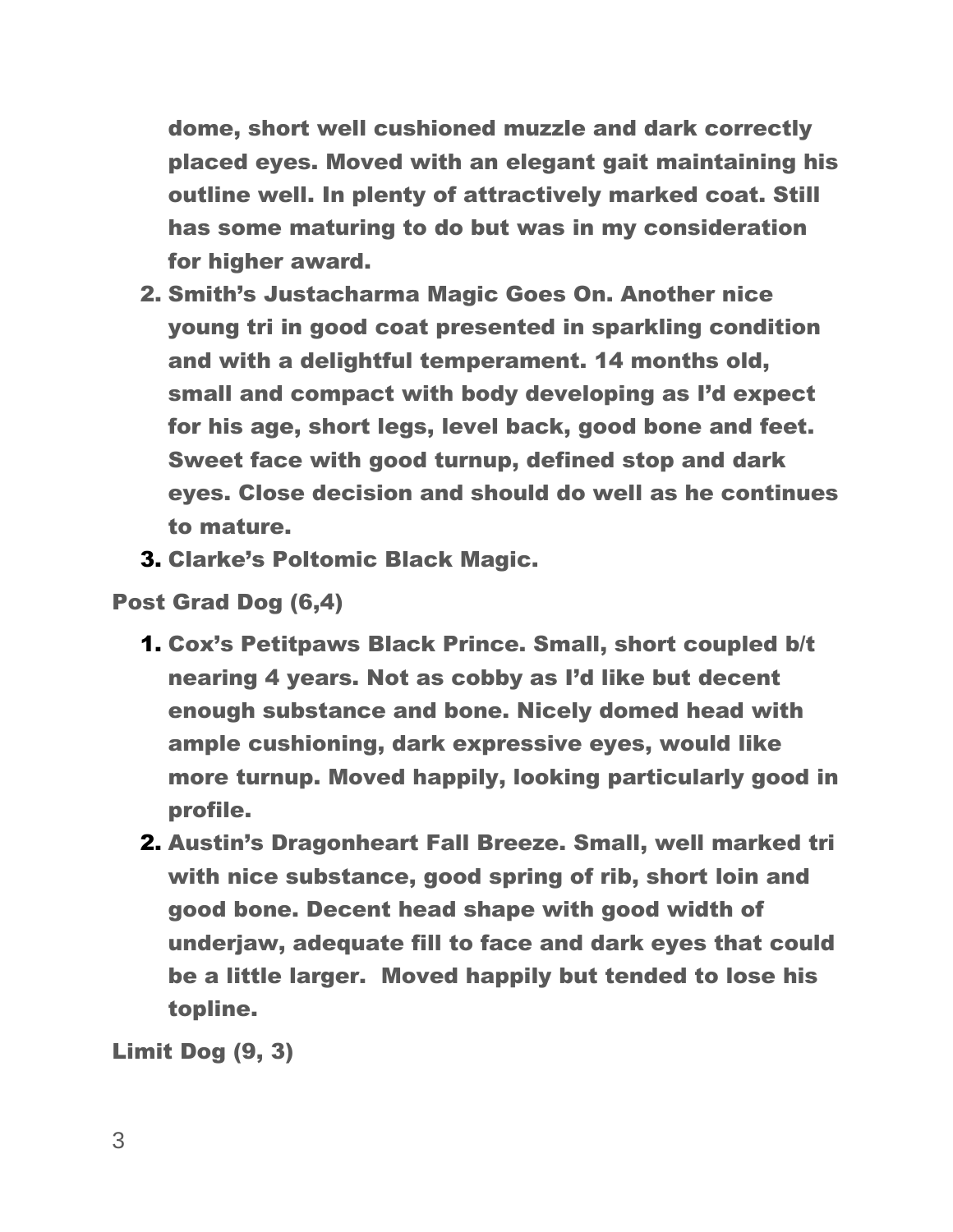dome, short well cushioned muzzle and dark correctly placed eyes. Moved with an elegant gait maintaining his outline well. In plenty of attractively marked coat. Still has some maturing to do but was in my consideration for higher award.

2. Smith's Justacharma Magic Goes On. Another nice young tri in good coat presented in sparkling condition and with a delightful temperament. 14 months old, small and compact with body developing as I'd expect for his age, short legs, level back, good bone and feet. Sweet face with good turnup, defined stop and dark eyes. Close decision and should do well as he continues to mature.
3. Clarke's Poltomic Black Magic.

**Post Grad Dog (6,4)**

1. Cox's Petitpaws Black Prince. Small, short coupled b/t nearing 4 years. Not as cobby as I'd like but decent enough substance and bone. Nicely domed head with ample cushioning, dark expressive eyes, would like more turnup. Moved happily, looking particularly good in profile.
2. Austin's Dragonheart Fall Breeze. Small, well marked tri with nice substance, good spring of rib, short loin and good bone. Decent head shape with good width of underjaw, adequate fill to face and dark eyes that could be a little larger. Moved happily but tended to lose his topline.

**Limit Dog (9, 3)**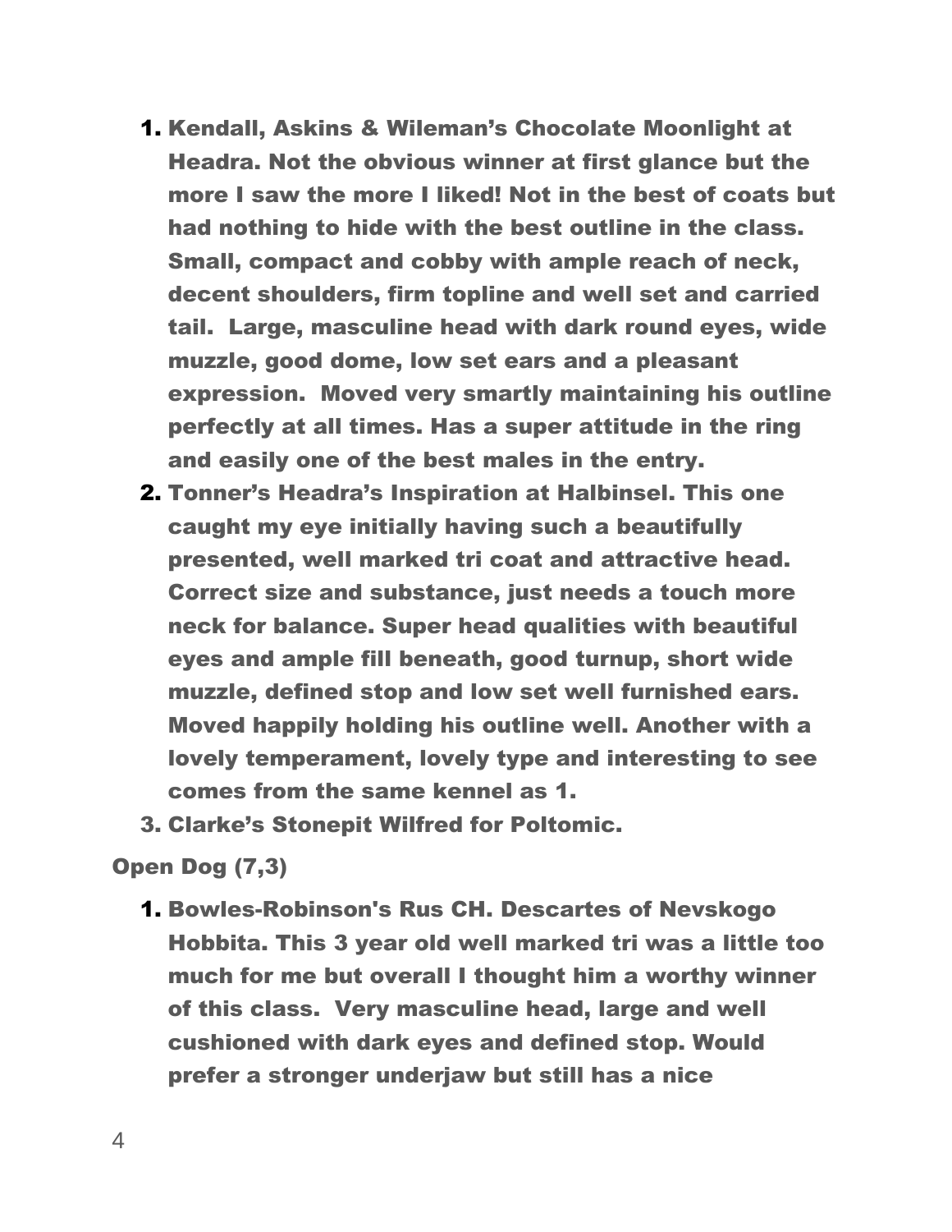1. Kendall, Askins & Wileman's Chocolate Moonlight at Headra. Not the obvious winner at first glance but the more I saw the more I liked! Not in the best of coats but had nothing to hide with the best outline in the class. Small, compact and cobby with ample reach of neck, decent shoulders, firm topline and well set and carried tail. Large, masculine head with dark round eyes, wide muzzle, good dome, low set ears and a pleasant expression. Moved very smartly maintaining his outline perfectly at all times. Has a super attitude in the ring and easily one of the best males in the entry.
2. Tonner's Headra's Inspiration at Halbinsel. This one caught my eye initially having such a beautifully presented, well marked tri coat and attractive head. Correct size and substance, just needs a touch more neck for balance. Super head qualities with beautiful eyes and ample fill beneath, good turnup, short wide muzzle, defined stop and low set well furnished ears. Moved happily holding his outline well. Another with a lovely temperament, lovely type and interesting to see comes from the same kennel as 1.
3. Clarke's Stonepit Wilfred for Poltomic.

**Open Dog (7,3)**

1. Bowles-Robinson's Rus CH. Descartes of Nevskogo Hobbita. This 3 year old well marked tri was a little too much for me but overall I thought him a worthy winner of this class. Very masculine head, large and well cushioned with dark eyes and defined stop. Would prefer a stronger underjaw but still has a nice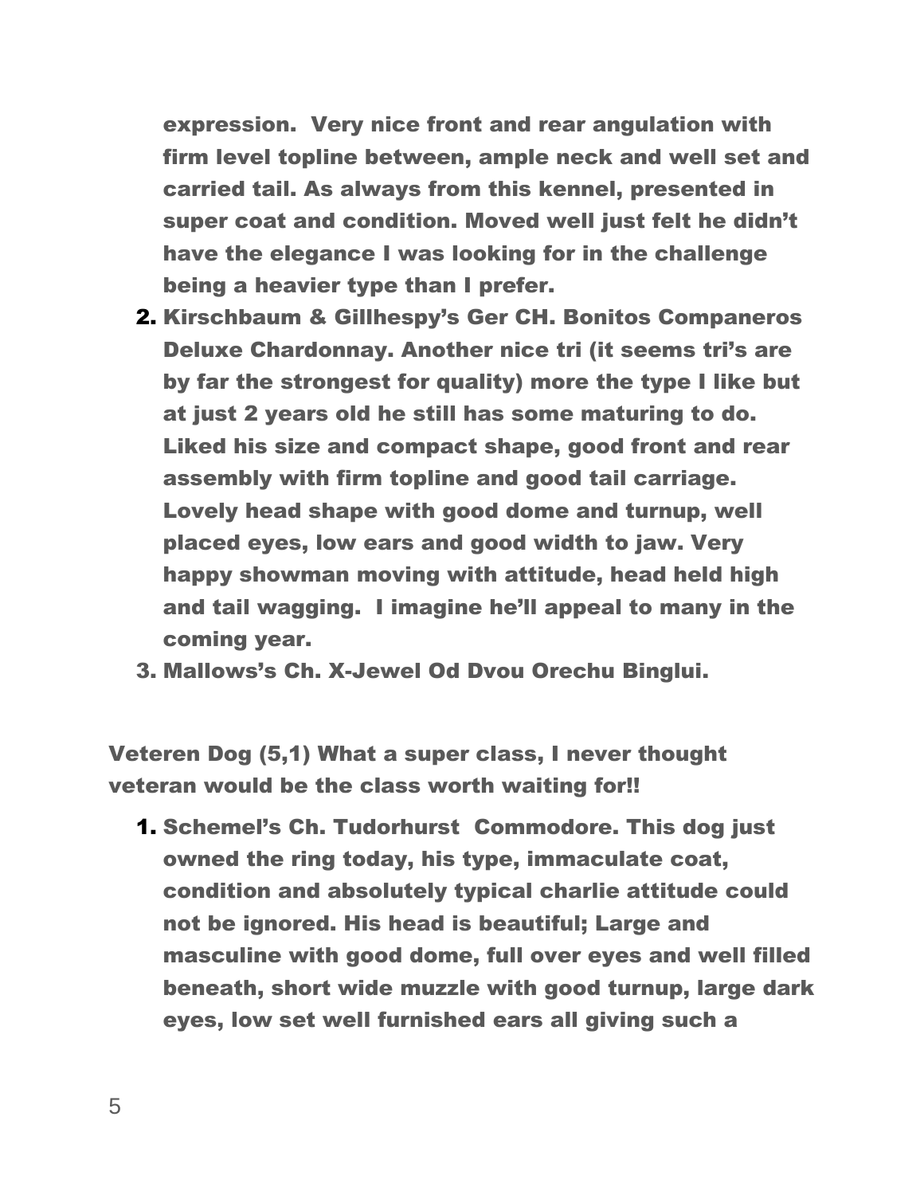**expression. Very nice front and rear angulation with firm level topline between, ample neck and well set and carried tail. As always from this kennel, presented in super coat and condition. Moved well just felt he didn't have the elegance I was looking for in the challenge being a heavier type than I prefer.**

2. **Kirschbaum & Gillhespy's Ger CH. Bonitos Companeros Deluxe Chardonnay. Another nice tri (it seems tri's are by far the strongest for quality) more the type I like but at just 2 years old he still has some maturing to do. Liked his size and compact shape, good front and rear assembly with firm topline and good tail carriage. Lovely head shape with good dome and turnup, well placed eyes, low ears and good width to jaw. Very happy showman moving with attitude, head held high and tail wagging. I imagine he'll appeal to many in the coming year.**
3. **Mallows's Ch. X-Jewel Od Dvou Orechu Binglui.**

**Veteren Dog (5,1) What a super class, I never thought veteran would be the class worth waiting for!!**

1. **Schemel's Ch. Tudorhurst Commodore. This dog just owned the ring today, his type, immaculate coat, condition and absolutely typical charlie attitude could not be ignored. His head is beautiful; Large and masculine with good dome, full over eyes and well filled beneath, short wide muzzle with good turnup, large dark eyes, low set well furnished ears all giving such a**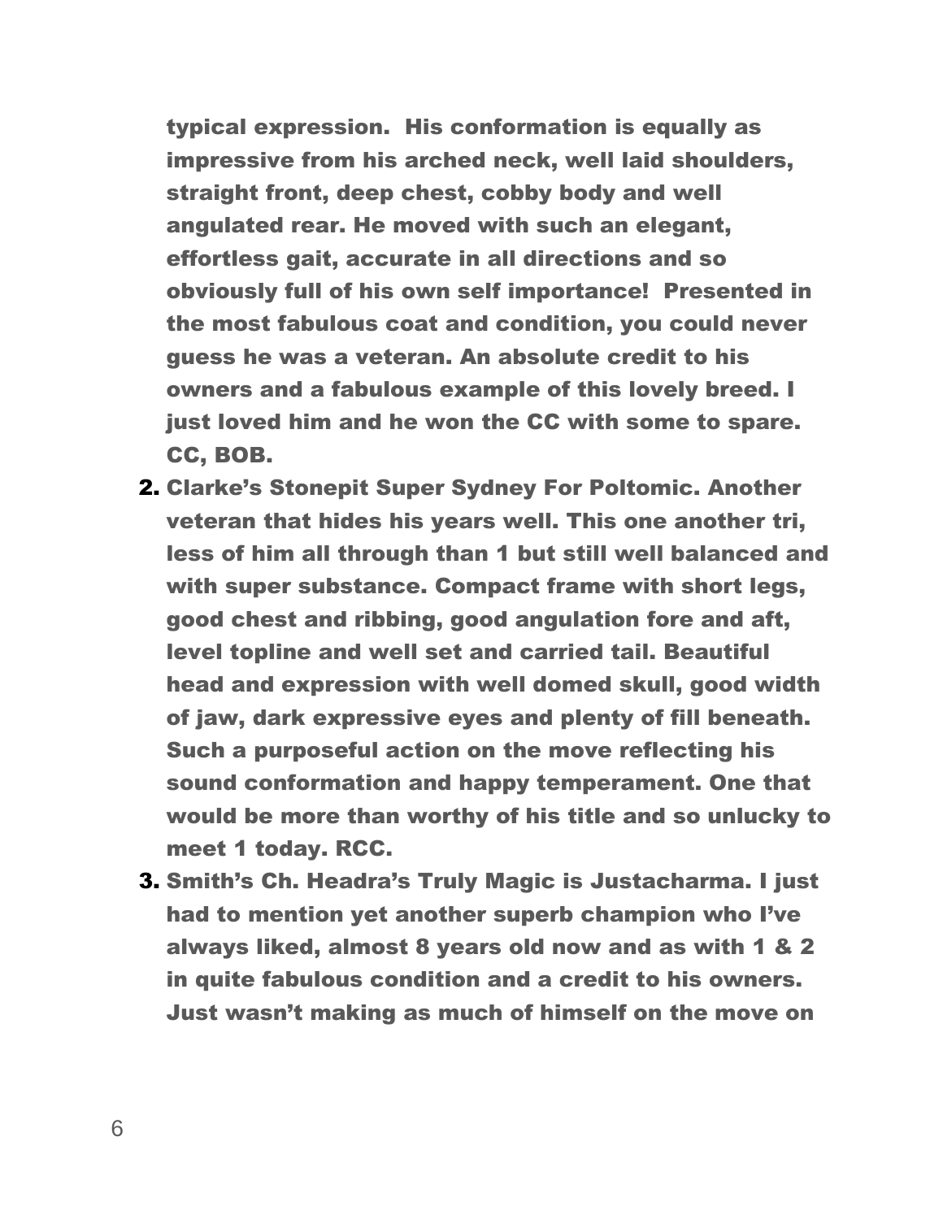**typical expression. His conformation is equally as impressive from his arched neck, well laid shoulders, straight front, deep chest, cobby body and well angulated rear. He moved with such an elegant, effortless gait, accurate in all directions and so obviously full of his own self importance! Presented in the most fabulous coat and condition, you could never guess he was a veteran. An absolute credit to his owners and a fabulous example of this lovely breed. I just loved him and he won the CC with some to spare. CC, BOB.**

2. **Clarke's Stonepit Super Sydney For Poltomic. Another veteran that hides his years well. This one another tri, less of him all through than 1 but still well balanced and with super substance. Compact frame with short legs, good chest and ribbing, good angulation fore and aft, level topline and well set and carried tail. Beautiful head and expression with well domed skull, good width of jaw, dark expressive eyes and plenty of fill beneath. Such a purposeful action on the move reflecting his sound conformation and happy temperament. One that would be more than worthy of his title and so unlucky to meet 1 today. RCC.**
3. **Smith's Ch. Headra's Truly Magic is Justacharma. I just had to mention yet another superb champion who I've always liked, almost 8 years old now and as with 1 & 2 in quite fabulous condition and a credit to his owners. Just wasn't making as much of himself on the move on**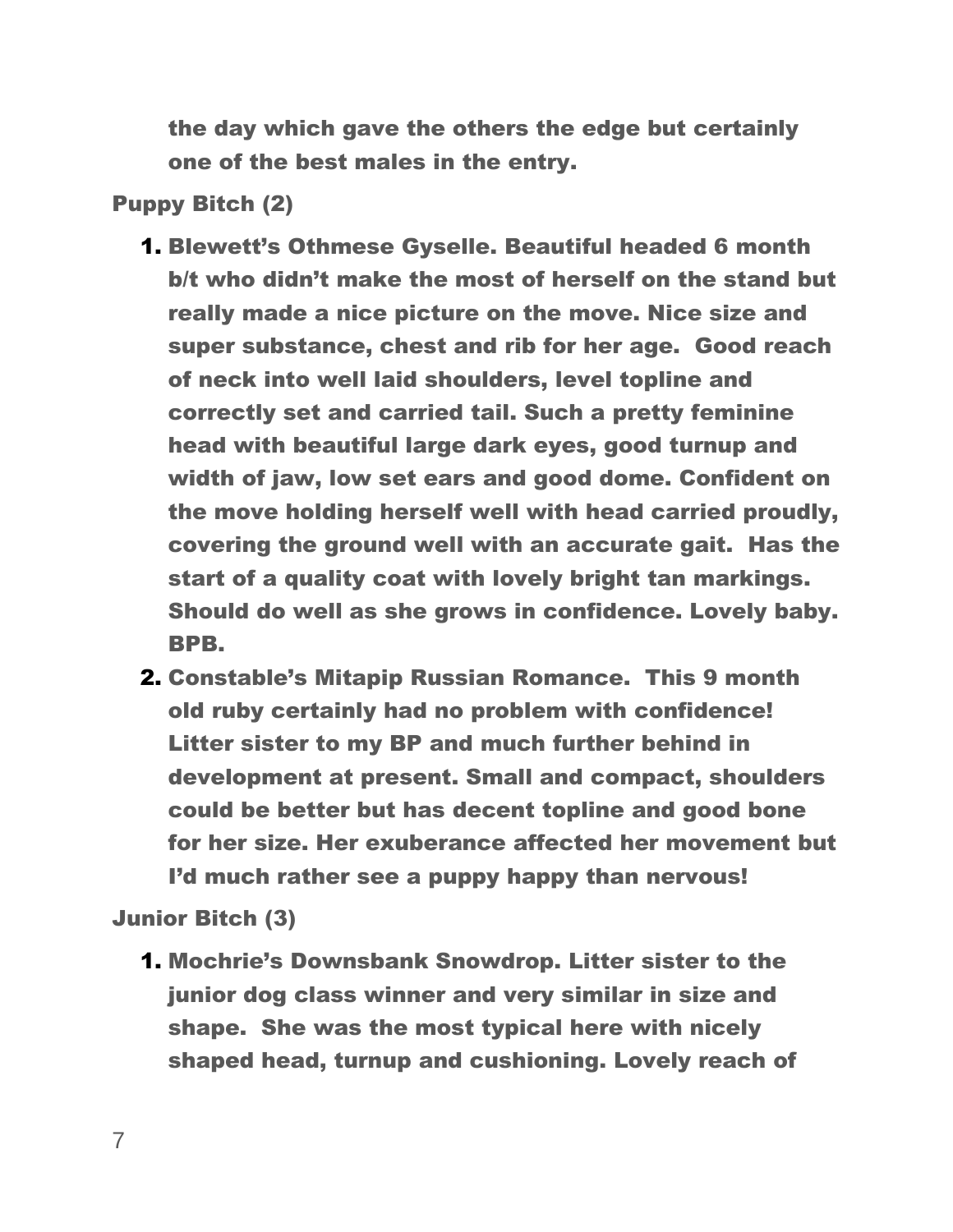**the day which gave the others the edge but certainly one of the best males in the entry.**

**Puppy Bitch (2)**

1. **Blewett's Othmese Gyselle. Beautiful headed 6 month b/t who didn't make the most of herself on the stand but really made a nice picture on the move. Nice size and super substance, chest and rib for her age. Good reach of neck into well laid shoulders, level topline and correctly set and carried tail. Such a pretty feminine head with beautiful large dark eyes, good turnup and width of jaw, low set ears and good dome. Confident on the move holding herself well with head carried proudly, covering the ground well with an accurate gait. Has the start of a quality coat with lovely bright tan markings. Should do well as she grows in confidence. Lovely baby. BPB.**
2. **Constable's Mitapip Russian Romance. This 9 month old ruby certainly had no problem with confidence! Litter sister to my BP and much further behind in development at present. Small and compact, shoulders could be better but has decent topline and good bone for her size. Her exuberance affected her movement but I'd much rather see a puppy happy than nervous!**

**Junior Bitch (3)**

1. **Mochrie's Downsbank Snowdrop. Litter sister to the junior dog class winner and very similar in size and shape. She was the most typical here with nicely shaped head, turnup and cushioning. Lovely reach of**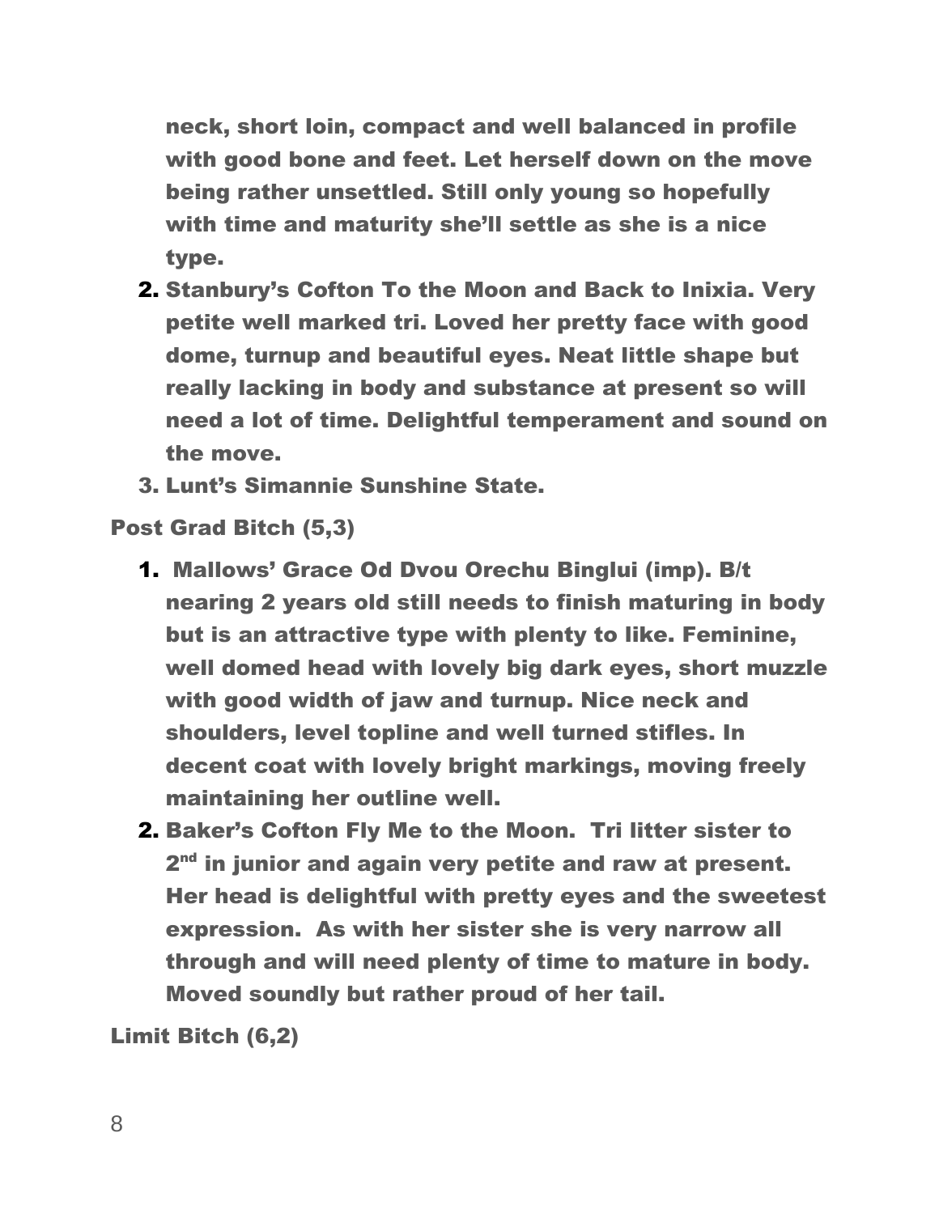neck, short loin, compact and well balanced in profile with good bone and feet. Let herself down on the move being rather unsettled. Still only young so hopefully with time and maturity she'll settle as she is a nice type.

2. Stanbury's Cofton To the Moon and Back to Inixia. Very petite well marked tri. Loved her pretty face with good dome, turnup and beautiful eyes. Neat little shape but really lacking in body and substance at present so will need a lot of time. Delightful temperament and sound on the move.
3. Lunt's Simannie Sunshine State.

**Post Grad Bitch (5,3)**

1. Mallows' Grace Od Dvou Orechu Binglui (imp). B/t nearing 2 years old still needs to finish maturing in body but is an attractive type with plenty to like. Feminine, well domed head with lovely big dark eyes, short muzzle with good width of jaw and turnup. Nice neck and shoulders, level topline and well turned stifles. In decent coat with lovely bright markings, moving freely maintaining her outline well.
2. Baker's Cofton Fly Me to the Moon. Tri litter sister to 2nd in junior and again very petite and raw at present. Her head is delightful with pretty eyes and the sweetest expression. As with her sister she is very narrow all through and will need plenty of time to mature in body. Moved soundly but rather proud of her tail.

**Limit Bitch (6,2)**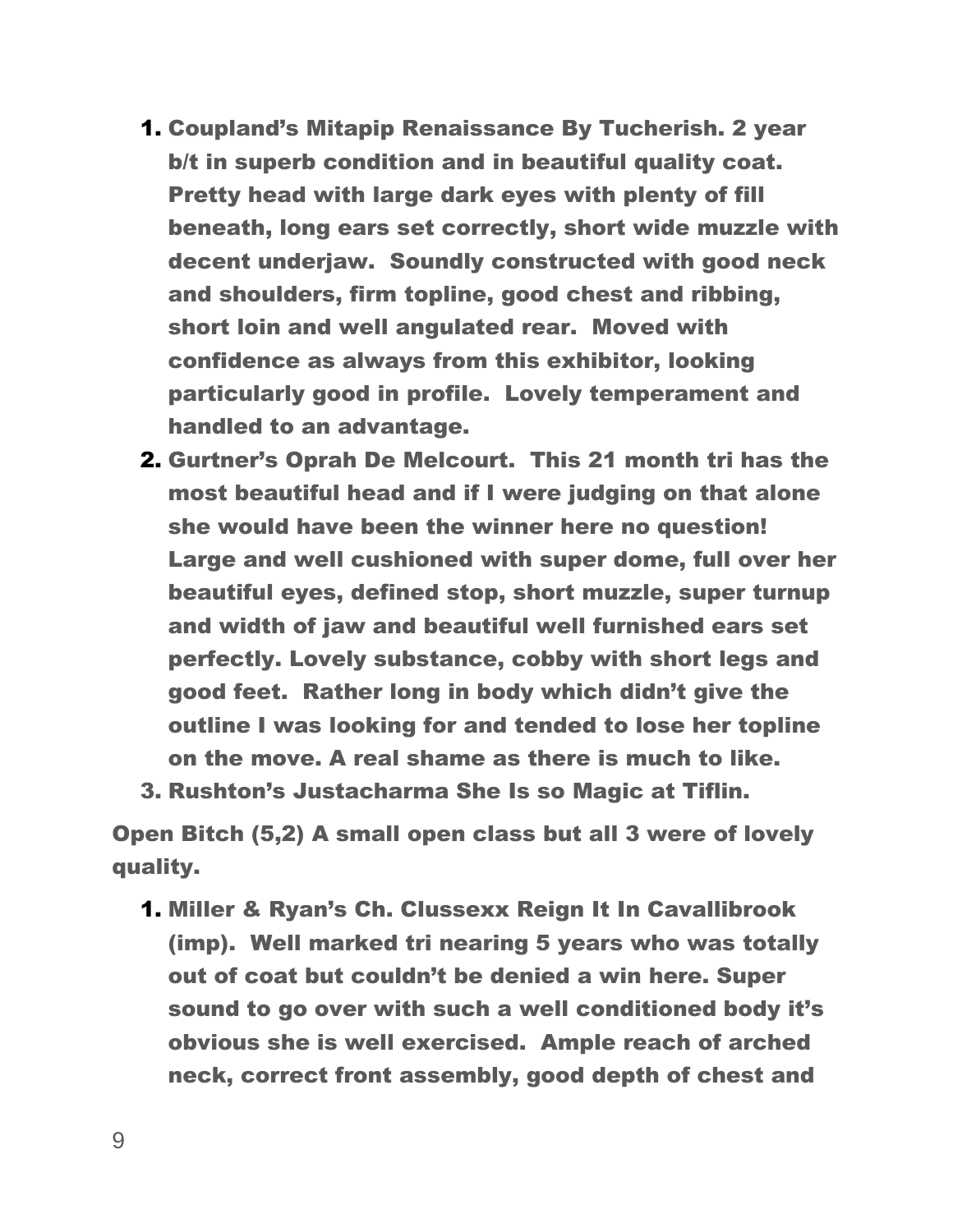1. **Coupland's Mitapip Renaissance By Tucherish. 2 year b/t in superb condition and in beautiful quality coat. Pretty head with large dark eyes with plenty of fill beneath, long ears set correctly, short wide muzzle with decent underjaw. Soundly constructed with good neck and shoulders, firm topline, good chest and ribbing, short loin and well angulated rear. Moved with confidence as always from this exhibitor, looking particularly good in profile. Lovely temperament and handled to an advantage.**
2. **Gurtner's Oprah De Melcourt. This 21 month tri has the most beautiful head and if I were judging on that alone she would have been the winner here no question! Large and well cushioned with super dome, full over her beautiful eyes, defined stop, short muzzle, super turnup and width of jaw and beautiful well furnished ears set perfectly. Lovely substance, cobby with short legs and good feet. Rather long in body which didn't give the outline I was looking for and tended to lose her topline on the move. A real shame as there is much to like.**
3. **Rushton's Justacharma She Is so Magic at Tiflin.**

**Open Bitch (5,2) A small open class but all 3 were of lovely quality.**

1. **Miller & Ryan's Ch. Clussexx Reign It In Cavallibrook (imp). Well marked tri nearing 5 years who was totally out of coat but couldn't be denied a win here. Super sound to go over with such a well conditioned body it's obvious she is well exercised. Ample reach of arched neck, correct front assembly, good depth of chest and**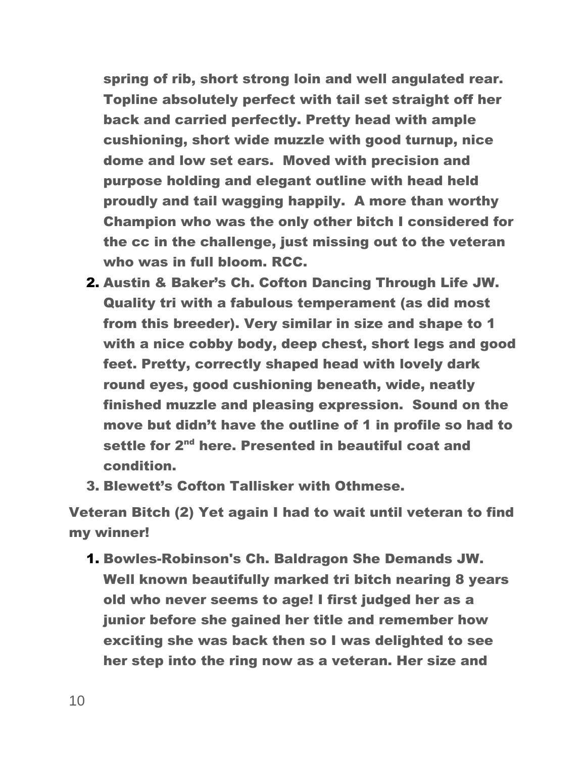**spring of rib, short strong loin and well angulated rear. Topline absolutely perfect with tail set straight off her back and carried perfectly. Pretty head with ample cushioning, short wide muzzle with good turnup, nice dome and low set ears. Moved with precision and purpose holding and elegant outline with head held proudly and tail wagging happily. A more than worthy Champion who was the only other bitch I considered for the cc in the challenge, just missing out to the veteran who was in full bloom. RCC.**

2. **Austin & Baker's Ch. Cofton Dancing Through Life JW. Quality tri with a fabulous temperament (as did most from this breeder). Very similar in size and shape to 1 with a nice cobby body, deep chest, short legs and good feet. Pretty, correctly shaped head with lovely dark round eyes, good cushioning beneath, wide, neatly finished muzzle and pleasing expression. Sound on the move but didn't have the outline of 1 in profile so had to settle for 2nd here. Presented in beautiful coat and condition.**
3. **Blewett's Cofton Tallisker with Othmese.**

**Veteran Bitch (2) Yet again I had to wait until veteran to find my winner!**

1. **Bowles-Robinson's Ch. Baldragon She Demands JW. Well known beautifully marked tri bitch nearing 8 years old who never seems to age! I first judged her as a junior before she gained her title and remember how exciting she was back then so I was delighted to see her step into the ring now as a veteran. Her size and**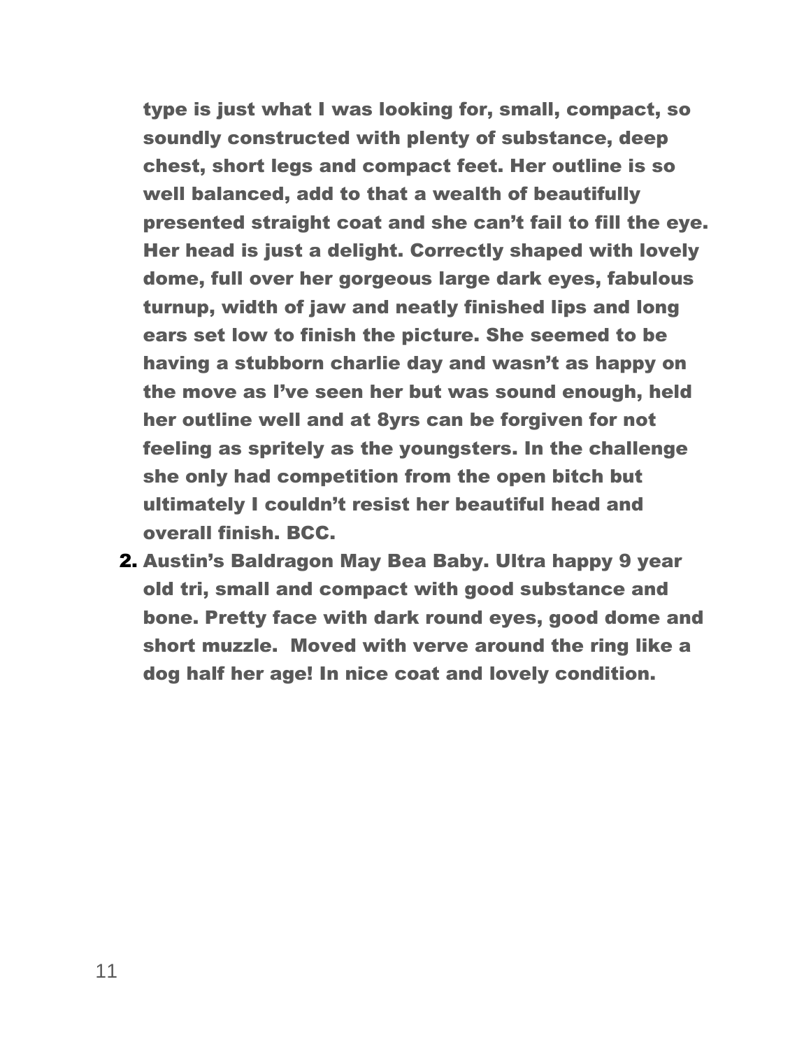**type is just what I was looking for, small, compact, so soundly constructed with plenty of substance, deep chest, short legs and compact feet. Her outline is so well balanced, add to that a wealth of beautifully presented straight coat and she can't fail to fill the eye. Her head is just a delight. Correctly shaped with lovely dome, full over her gorgeous large dark eyes, fabulous turnup, width of jaw and neatly finished lips and long ears set low to finish the picture. She seemed to be having a stubborn charlie day and wasn't as happy on the move as I've seen her but was sound enough, held her outline well and at 8yrs can be forgiven for not feeling as spritely as the youngsters. In the challenge she only had competition from the open bitch but ultimately I couldn't resist her beautiful head and overall finish. BCC.**

2. **Austin's Baldragon May Bea Baby. Ultra happy 9 year old tri, small and compact with good substance and bone. Pretty face with dark round eyes, good dome and short muzzle. Moved with verve around the ring like a dog half her age! In nice coat and lovely condition.**